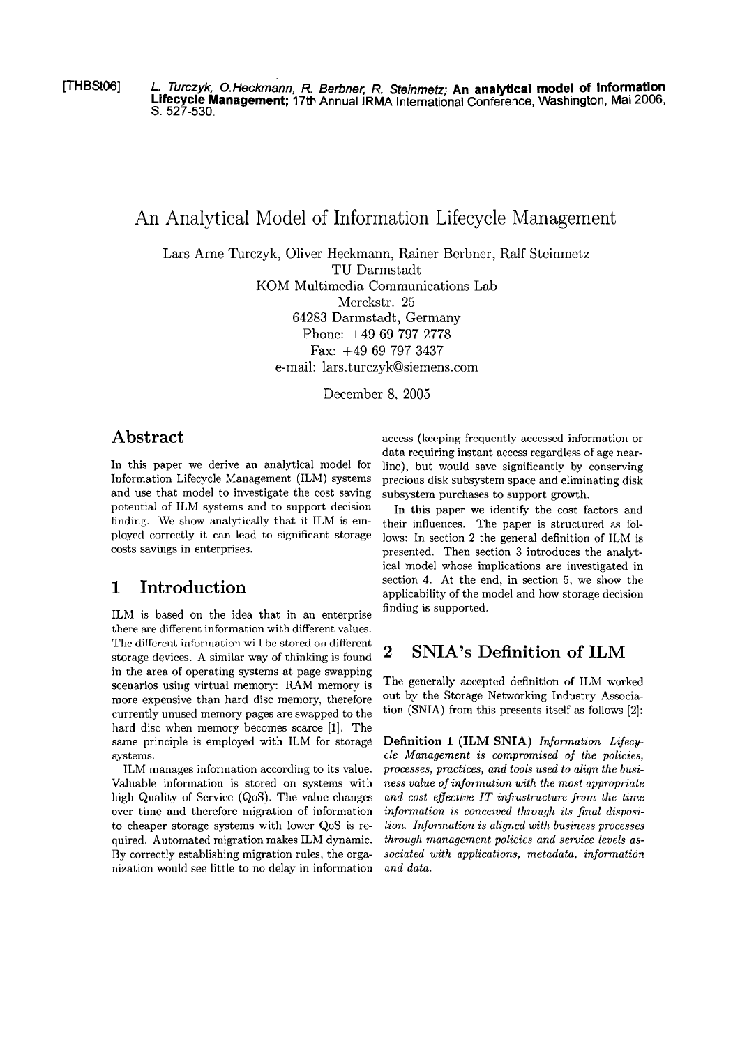[THBSt06] *L. Turczyk, O.Heckmann, R. Berbner, R. Steinmetz;* **An analytical model of Information Lifecycle Management;** 17th Annual IRMA International Conference, Washington, Mai 2006, S. 527-530.

# An Analytical Model of Information Lifecycle Management

Lars Arne Turczyk, Oliver Heckmann, Rainer Berbner, Ralf Steinmetz
TU Darmstadt
KOM Multimedia Communications Lab
Merckstr. 25
64283 Darmstadt, Germany
Phone: +49 69 797 2778
Fax: +49 69 797 3437
e-mail: lars.turczyk@siemens.com

December 8, 2005

## Abstract

In this paper we derive an analytical model for Information Lifecycle Management (ILM) systems and use that model to investigate the cost saving potential of ILM systems and to support decision finding. We show analytically that if ILM is employed correctly it can lead to significant storage costs savings in enterprises.

## 1 Introduction

ILM is based on the idea that in an enterprise there are different information with different values. The different information will be stored on different storage devices. A similar way of thinking is found in the area of operating systems at page swapping scenarios using virtual memory: RAM memory is more expensive than hard disc memory, therefore currently unused memory pages are swapped to the hard disc when memory becomes scarce [1]. The same principle is employed with ILM for storage systems.

ILM manages information according to its value. Valuable information is stored on systems with high Quality of Service (QoS). The value changes over time and therefore migration of information to cheaper storage systems with lower QoS is required. Automated migration makes ILM dynamic. By correctly establishing migration rules, the organization would see little to no delay in information access (keeping frequently accessed information or data requiring instant access regardless of age near-line), but would save significantly by conserving precious disk subsystem space and eliminating disk subsystem purchases to support growth.

In this paper we identify the cost factors and their influences. The paper is structured as follows: In section 2 the general definition of ILM is presented. Then section 3 introduces the analytical model whose implications are investigated in section 4. At the end, in section 5, we show the applicability of the model and how storage decision finding is supported.

## 2 SNIA's Definition of ILM

The generally accepted definition of ILM worked out by the Storage Networking Industry Association (SNIA) from this presents itself as follows [2]:

**Definition 1 (ILM SNIA)** *Information Lifecycle Management is compromised of the policies, processes, practices, and tools used to align the business value of information with the most appropriate and cost effective IT infrastructure from the time information is conceived through its final disposition. Information is aligned with business processes through management policies and service levels associated with applications, metadata, information and data.*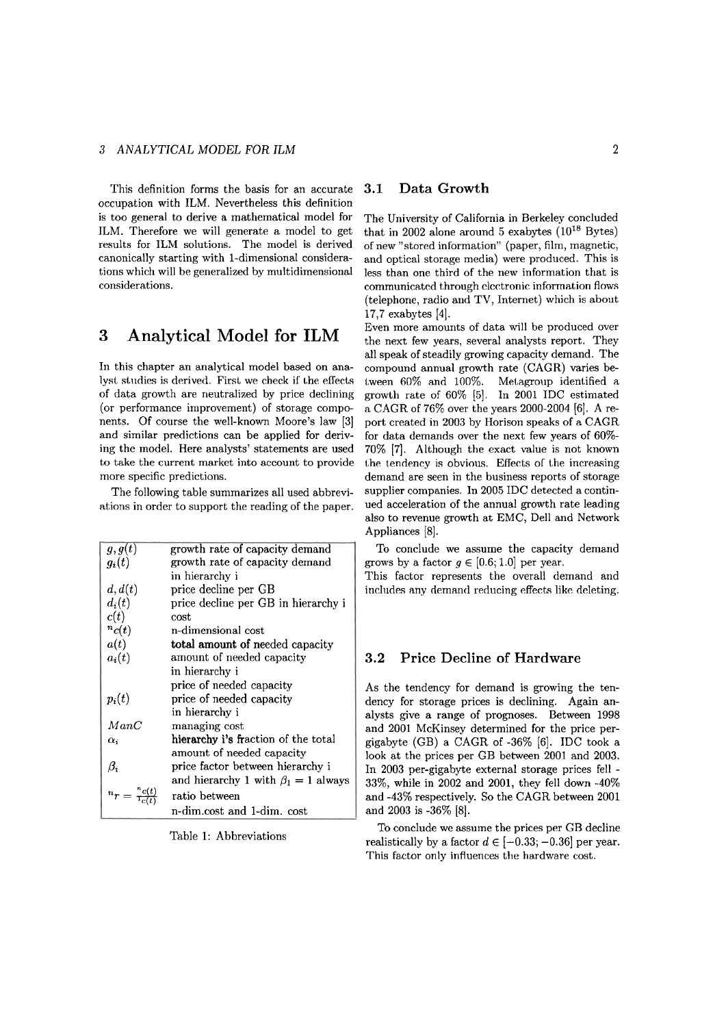This definition forms the basis for an accurate occupation with ILM. Nevertheless this definition is too general to derive a mathematical model for ILM. Therefore we will generate a model to get results for ILM solutions. The model is derived canonically starting with 1-dimensional considerations which will be generalized by multidimensional considerations.

# 3 Analytical Model for ILM

In this chapter an analytical model based on analyst studies is derived. First we check if the effects of data growth are neutralized by price declining (or performance improvement) of storage components. Of course the well-known Moore's law [3] and similar predictions can be applied for deriving the model. Here analysts' statements are used to take the current market into account to provide more specific predictions.

The following table summarizes all used abbreviations in order to support the reading of the paper.

| | |
|---|---|
| $g, g(t)$ | growth rate of capacity demand |
| $g_i(t)$ | growth rate of capacity demand in hierarchy i |
| $d, d(t)$ | price decline per GB |
| $d_i(t)$ | price decline per GB in hierarchy i |
| $c(t)$ | cost |
| ${}^n c(t)$ | n-dimensional cost |
| $a(t)$ | **total amount of** needed capacity |
| $a_i(t)$ | amount of needed capacity in hierarchy i |
| | price of needed capacity |
| $p_i(t)$ | price of needed capacity in hierarchy i |
| $ManC$ | managing cost |
| $\alpha_i$ | **hierarchy i's** fraction of the total amount of needed capacity |
| $\beta_i$ | price factor between hierarchy i and hierarchy 1 with $\beta_1 = 1$ always |
| ${}^n r = \frac{{}^n c(t)}{{}^1 c(t)}$ | ratio between n-dim.cost and 1-dim. cost |

Table 1: Abbreviations

## 3.1 Data Growth

The University of California in Berkeley concluded that in 2002 alone around 5 exabytes ($10^{18}$ Bytes) of new "stored information" (paper, film, magnetic, and optical storage media) were produced. This is less than one third of the new information that is communicated through electronic information flows (telephone, radio and TV, Internet) which is about 17,7 exabytes [4].

Even more amounts of data will be produced over the next few years, several analysts report. They all speak of steadily growing capacity demand. The compound annual growth rate (CAGR) varies between 60% and 100%. Metagroup identified a growth rate of 60% [5]. In 2001 IDC estimated a CAGR of 76% over the years 2000-2004 [6]. A report created in 2003 by Horison speaks of a CAGR for data demands over the next few years of 60%-70% [7]. Although the exact value is not known the tendency is obvious. Effects of the increasing demand are seen in the business reports of storage supplier companies. In 2005 IDC detected a continued acceleration of the annual growth rate leading also to revenue growth at EMC, Dell and Network Appliances [8].

To conclude we assume the capacity demand grows by a factor $g \in [0.6; 1.0]$ per year.
This factor represents the overall demand and includes any demand reducing effects like deleting.

## 3.2 Price Decline of Hardware

As the tendency for demand is growing the tendency for storage prices is declining. Again analysts give a range of prognoses. Between 1998 and 2001 McKinsey determined for the price per-gigabyte (GB) a CAGR of -36% [6]. IDC took a look at the prices per GB between 2001 and 2003. In 2003 per-gigabyte external storage prices fell -33%, while in 2002 and 2001, they fell down -40% and -43% respectively. So the CAGR between 2001 and 2003 is -36% [8].

To conclude we assume the prices per GB decline realistically by a factor $d \in [-0.33; -0.36]$ per year. This factor only influences the hardware cost.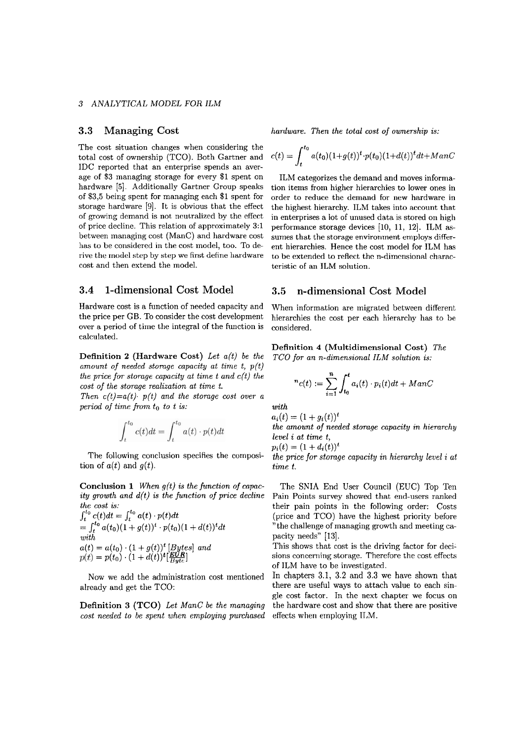### 3.3 Managing Cost

The cost situation changes when considering the total cost of ownership (TCO). Both Gartner and IDC reported that an enterprise spends an average of \$3 managing storage for every \$1 spent on hardware [5]. Additionally Gartner Group speaks of \$3,5 being spent for managing each \$1 spent for storage hardware [9]. It is obvious that the effect of growing demand is not neutralized by the effect of price decline. This relation of approximately 3:1 between managing cost (ManC) and hardware cost has to be considered in the cost model, too. To derive the model step by step we first define hardware cost and then extend the model.

### 3.4 1-dimensional Cost Model

Hardware cost is a function of needed capacity and the price per GB. To consider the cost development over a period of time the integral of the function is calculated.

**Definition 2 (Hardware Cost)** *Let $a(t)$ be the amount of needed storage capacity at time t, $p(t)$ the price for storage capacity at time t and $c(t)$ the cost of the storage realization at time t.*
*Then $c(t)=a(t)\cdot p(t)$ and the storage cost over a period of time from $t_0$ to t is:*

$$\int_t^{t_0} c(t)dt = \int_t^{t_0} a(t)\cdot p(t)dt$$

The following conclusion specifies the composition of $a(t)$ and $g(t)$.

**Conclusion 1** *When $g(t)$ is the function of capacity growth and $d(t)$ is the function of price decline the cost is:*
$\int_t^{t_0} c(t)dt = \int_t^{t_0} a(t)\cdot p(t)dt$
$= \int_t^{t_0} a(t_0)(1+g(t))^t \cdot p(t_0)(1+d(t))^t dt$
*with*
$a(t) = a(t_0)\cdot(1+g(t))^t\,[Bytes]$ *and*
$p(t) = p(t_0)\cdot(1+d(t))^t[\frac{EUR}{Byte}]$

Now we add the administration cost mentioned already and get the TCO:

**Definition 3 (TCO)** *Let ManC be the managing cost needed to be spent when employing purchased hardware. Then the total cost of ownership is:*

$$c(t) = \int_t^{t_0} a(t_0)(1+g(t))^t\cdot p(t_0)(1+d(t))^t dt + ManC$$

ILM categorizes the demand and moves information items from higher hierarchies to lower ones in order to reduce the demand for new hardware in the highest hierarchy. ILM takes into account that in enterprises a lot of unused data is stored on high performance storage devices [10, 11, 12]. ILM assumes that the storage environment employs different hierarchies. Hence the cost model for ILM has to be extended to reflect the n-dimensional characteristic of an ILM solution.

### 3.5 n-dimensional Cost Model

When information are migrated between different hierarchies the cost per each hierarchy has to be considered.

**Definition 4 (Multidimensional Cost)** *The TCO for an n-dimensional ILM solution is:*

$$^{n}c(t) := \sum_{i=1}^{n} \int_{t_0}^{t} a_i(t)\cdot p_i(t)dt + ManC$$

*with*
$a_i(t) = (1+g_i(t))^t$
*the amount of needed storage capacity in hierarchy level i at time t,*
$p_i(t) = (1+d_i(t))^t$
*the price for storage capacity in hierarchy level i at time t.*

The SNIA End User Council (EUC) Top Ten Pain Points survey showed that end-users ranked their pain points in the following order: Costs (price and TCO) have the highest priority before "the challenge of managing growth and meeting capacity needs" [13].
This shows that cost is the driving factor for decisions concerning storage. Therefore the cost effects of ILM have to be investigated.
In chapters 3.1, 3.2 and 3.3 we have shown that there are useful ways to attach value to each single cost factor. In the next chapter we focus on the hardware cost and show that there are positive effects when employing ILM.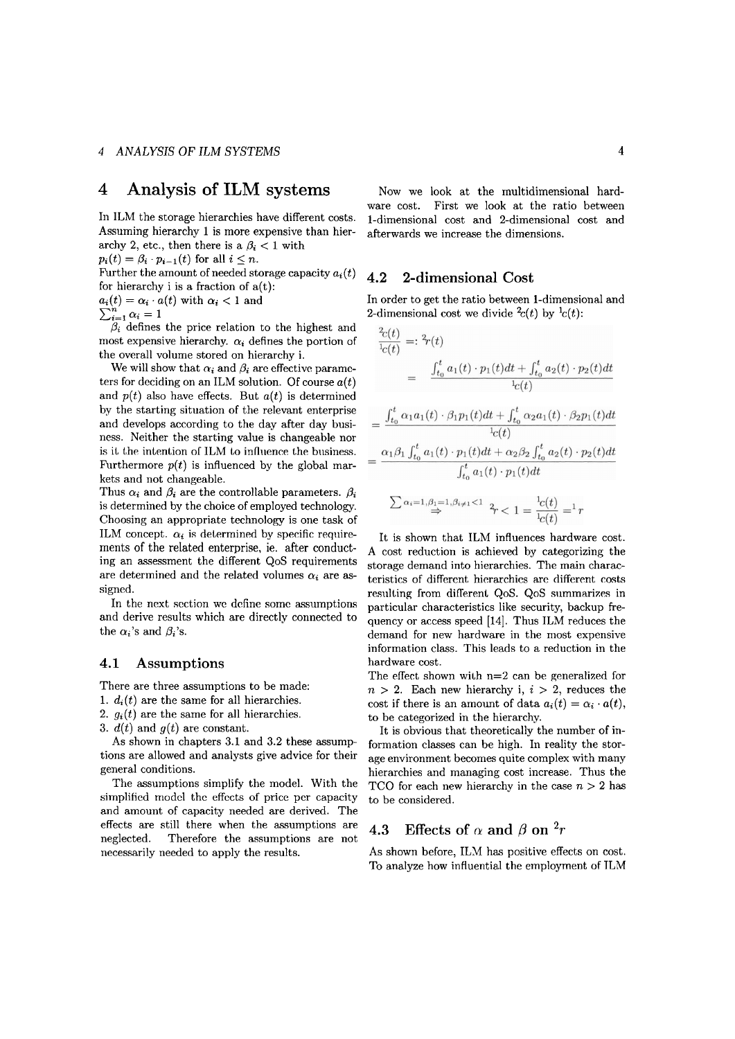# 4 Analysis of ILM systems

In ILM the storage hierarchies have different costs. Assuming hierarchy 1 is more expensive than hierarchy 2, etc., then there is a $\beta_i < 1$ with
$p_i(t) = \beta_i \cdot p_{i-1}(t)$ for all $i \leq n$.
Further the amount of needed storage capacity $a_i(t)$ for hierarchy i is a fraction of a(t):
$a_i(t) = \alpha_i \cdot a(t)$ with $\alpha_i < 1$ and
$\sum_{i=1}^{n} \alpha_i = 1$

$\beta_i$ defines the price relation to the highest and most expensive hierarchy. $\alpha_i$ defines the portion of the overall volume stored on hierarchy i.

We will show that $\alpha_i$ and $\beta_i$ are effective parameters for deciding on an ILM solution. Of course $a(t)$ and $p(t)$ also have effects. But $a(t)$ is determined by the starting situation of the relevant enterprise and develops according to the day after day business. Neither the starting value is changeable nor is it the intention of ILM to influence the business. Furthermore $p(t)$ is influenced by the global markets and not changeable.

Thus $\alpha_i$ and $\beta_i$ are the controllable parameters. $\beta_i$ is determined by the choice of employed technology. Choosing an appropriate technology is one task of ILM concept. $\alpha_i$ is determined by specific requirements of the related enterprise, ie. after conducting an assessment the different QoS requirements are determined and the related volumes $\alpha_i$ are assigned.

In the next section we define some assumptions and derive results which are directly connected to the $\alpha_i$'s and $\beta_i$'s.

## 4.1 Assumptions

There are three assumptions to be made:
1. $d_i(t)$ are the same for all hierarchies.
2. $g_i(t)$ are the same for all hierarchies.
3. $d(t)$ and $g(t)$ are constant.

As shown in chapters 3.1 and 3.2 these assumptions are allowed and analysts give advice for their general conditions.

The assumptions simplify the model. With the simplified model the effects of price per capacity and amount of capacity needed are derived. The effects are still there when the assumptions are neglected. Therefore the assumptions are not necessarily needed to apply the results.

Now we look at the multidimensional hardware cost. First we look at the ratio between 1-dimensional cost and 2-dimensional cost and afterwards we increase the dimensions.

## 4.2 2-dimensional Cost

In order to get the ratio between 1-dimensional and 2-dimensional cost we divide ${}^2c(t)$ by ${}^1c(t)$:

$$\frac{{}^2c(t)}{{}^1c(t)} =: {}^2r(t)$$

$$= \frac{\int_{t_0}^{t} a_1(t) \cdot p_1(t)dt + \int_{t_0}^{t} a_2(t) \cdot p_2(t)dt}{{}^1c(t)}$$

$$= \frac{\int_{t_0}^{t} \alpha_1 a_1(t) \cdot \beta_1 p_1(t)dt + \int_{t_0}^{t} \alpha_2 a_1(t) \cdot \beta_2 p_1(t)dt}{{}^1c(t)}$$

$$= \frac{\alpha_1\beta_1 \int_{t_0}^{t} a_1(t) \cdot p_1(t)dt + \alpha_2\beta_2 \int_{t_0}^{t} a_2(t) \cdot p_2(t)dt}{\int_{t_0}^{t} a_1(t) \cdot p_1(t)dt}$$

$$\sum \alpha_i=1, \beta_1=1, \beta_{i\neq 1}<1 \; \Rightarrow \; {}^2r < 1 = \frac{{}^1c(t)}{{}^1c(t)} = {}^1r$$

It is shown that ILM influences hardware cost. A cost reduction is achieved by categorizing the storage demand into hierarchies. The main characteristics of different hierarchies are different costs resulting from different QoS. QoS summarizes in particular characteristics like security, backup frequency or access speed [14]. Thus ILM reduces the demand for new hardware in the most expensive information class. This leads to a reduction in the hardware cost.

The effect shown with n=2 can be generalized for $n > 2$. Each new hierarchy i, $i > 2$, reduces the cost if there is an amount of data $a_i(t) = \alpha_i \cdot a(t)$, to be categorized in the hierarchy.

It is obvious that theoretically the number of information classes can be high. In reality the storage environment becomes quite complex with many hierarchies and managing cost increase. Thus the TCO for each new hierarchy in the case $n > 2$ has to be considered.

## 4.3 Effects of $\alpha$ and $\beta$ on ${}^2r$

As shown before, ILM has positive effects on cost. To analyze how influential the employment of ILM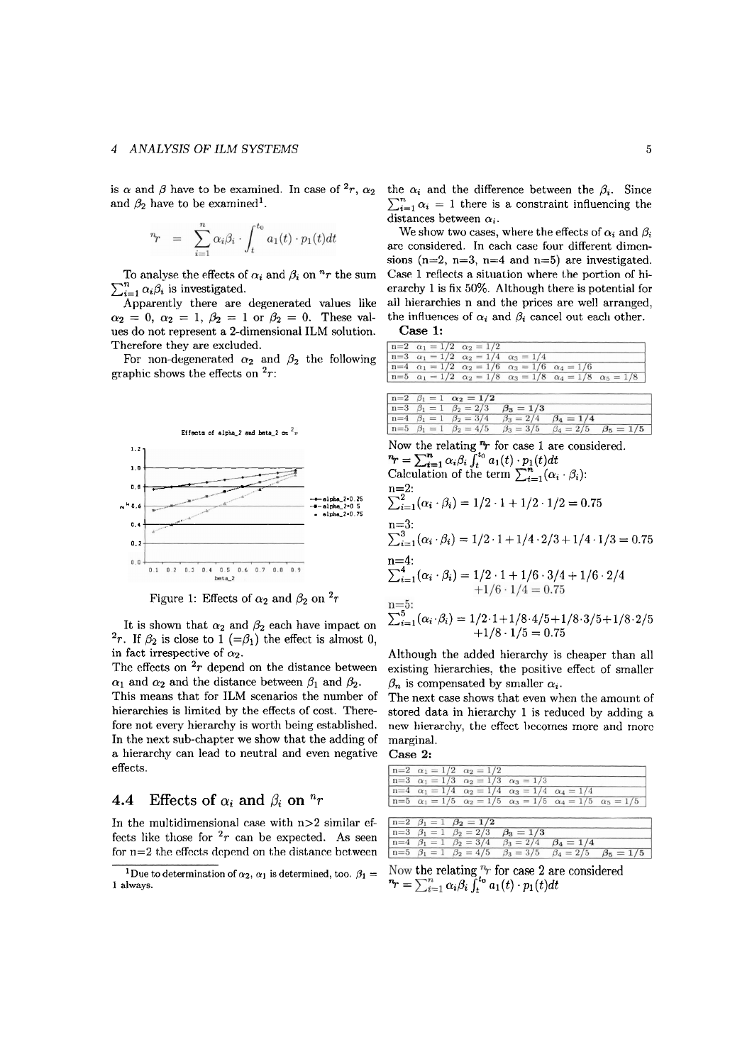is $\alpha$ and $\beta$ have to be examined. In case of ${}^2r$, $\alpha_2$ and $\beta_2$ have to be examined[1].

$$^n r = \sum_{i=1}^{n} \alpha_i \beta_i \cdot \int_t^{t_0} a_1(t) \cdot p_1(t) dt$$

To analyse the effects of $\alpha_i$ and $\beta_i$ on ${}^n r$ the sum $\sum_{i=1}^{n} \alpha_i \beta_i$ is investigated.

Apparently there are degenerated values like $\alpha_2 = 0$, $\alpha_2 = 1$, $\beta_2 = 1$ or $\beta_2 = 0$. These values do not represent a 2-dimensional ILM solution. Therefore they are excluded.

For non-degenerated $\alpha_2$ and $\beta_2$ the following graphic shows the effects on ${}^2r$:

Figure 1: Effects of $\alpha_2$ and $\beta_2$ on ${}^2r$

It is shown that $\alpha_2$ and $\beta_2$ each have impact on ${}^2r$. If $\beta_2$ is close to 1 ($=\beta_1$) the effect is almost 0, in fact irrespective of $\alpha_2$.

The effects on ${}^2r$ depend on the distance between $\alpha_1$ and $\alpha_2$ and the distance between $\beta_1$ and $\beta_2$. This means that for ILM scenarios the number of hierarchies is limited by the effects of cost. Therefore not every hierarchy is worth being established. In the next sub-chapter we show that the adding of a hierarchy can lead to neutral and even negative effects.

## 4.4 Effects of $\alpha_i$ and $\beta_i$ on ${}^n r$

In the multidimensional case with n>2 similar effects like those for ${}^2r$ can be expected. As seen for n=2 the effects depend on the distance between the $\alpha_i$ and the difference between the $\beta_i$. Since $\sum_{i=1}^{n} \alpha_i = 1$ there is a constraint influencing the distances between $\alpha_i$.

We show two cases, where the effects of $\alpha_i$ and $\beta_i$ are considered. In each case four different dimensions (n=2, n=3, n=4 and n=5) are investigated. Case 1 reflects a situation where the portion of hierarchy 1 is fix 50%. Although there is potential for all hierarchies n and the prices are well arranged, the influences of $\alpha_i$ and $\beta_i$ cancel out each other.

**Case 1:**

| | | | | | |
|---|---|---|---|---|---|
| n=2 | $\alpha_1 = 1/2$ | $\alpha_2 = 1/2$ | | | |
| n=3 | $\alpha_1 = 1/2$ | $\alpha_2 = 1/4$ | $\alpha_3 = 1/4$ | | |
| n=4 | $\alpha_1 = 1/2$ | $\alpha_2 = 1/6$ | $\alpha_3 = 1/6$ | $\alpha_4 = 1/6$ | |
| n=5 | $\alpha_1 = 1/2$ | $\alpha_2 = 1/8$ | $\alpha_3 = 1/8$ | $\alpha_4 = 1/8$ | $\alpha_5 = 1/8$ |

| | | | | | |
|---|---|---|---|---|---|
| n=2 | $\beta_1 = 1$ | $\boldsymbol{\alpha_2 = 1/2}$ | | | |
| n=3 | $\beta_1 = 1$ | $\beta_2 = 2/3$ | $\boldsymbol{\beta_3 = 1/3}$ | | |
| n=4 | $\beta_1 = 1$ | $\beta_2 = 3/4$ | $\beta_3 = 2/4$ | $\boldsymbol{\beta_4 = 1/4}$ | |
| n=5 | $\beta_1 = 1$ | $\beta_2 = 4/5$ | $\beta_3 = 3/5$ | $\beta_4 = 2/5$ | $\boldsymbol{\beta_5 = 1/5}$ |

Now the relating ${}^n r$ for case 1 are considered.

$^n r = \sum_{i=1}^{n} \alpha_i \beta_i \int_t^{t_0} a_1(t) \cdot p_1(t) dt$

Calculation of the term $\sum_{i=1}^{n} (\alpha_i \cdot \beta_i)$:

n=2:

$\sum_{i=1}^{2} (\alpha_i \cdot \beta_i) = 1/2 \cdot 1 + 1/2 \cdot 1/2 = 0.75$

n=3:

$\sum_{i=1}^{3} (\alpha_i \cdot \beta_i) = 1/2 \cdot 1 + 1/4 \cdot 2/3 + 1/4 \cdot 1/3 = 0.75$

n=4:

$\sum_{i=1}^{4} (\alpha_i \cdot \beta_i) = 1/2 \cdot 1 + 1/6 \cdot 3/4 + 1/6 \cdot 2/4 + 1/6 \cdot 1/4 = 0.75$

n=5:

$\sum_{i=1}^{5} (\alpha_i \cdot \beta_i) = 1/2 \cdot 1 + 1/8 \cdot 4/5 + 1/8 \cdot 3/5 + 1/8 \cdot 2/5 + 1/8 \cdot 1/5 = 0.75$

Although the added hierarchy is cheaper than all existing hierarchies, the positive effect of smaller $\beta_n$ is compensated by smaller $\alpha_i$.

The next case shows that even when the amount of stored data in hierarchy 1 is reduced by adding a new hierarchy, the effect becomes more and more marginal.

**Case 2:**

| | | | | | |
|---|---|---|---|---|---|
| n=2 | $\alpha_1 = 1/2$ | $\alpha_2 = 1/2$ | | | |
| n=3 | $\alpha_1 = 1/3$ | $\alpha_2 = 1/3$ | $\alpha_3 = 1/3$ | | |
| n=4 | $\alpha_1 = 1/4$ | $\alpha_2 = 1/4$ | $\alpha_3 = 1/4$ | $\alpha_4 = 1/4$ | |
| n=5 | $\alpha_1 = 1/5$ | $\alpha_2 = 1/5$ | $\alpha_3 = 1/5$ | $\alpha_4 = 1/5$ | $\alpha_5 = 1/5$ |

| | | | | | |
|---|---|---|---|---|---|
| n=2 | $\beta_1 = 1$ | $\boldsymbol{\beta_2 = 1/2}$ | | | |
| n=3 | $\beta_1 = 1$ | $\beta_2 = 2/3$ | $\boldsymbol{\beta_3 = 1/3}$ | | |
| n=4 | $\beta_1 = 1$ | $\beta_2 = 3/4$ | $\beta_3 = 2/4$ | $\boldsymbol{\beta_4 = 1/4}$ | |
| n=5 | $\beta_1 = 1$ | $\beta_2 = 4/5$ | $\beta_3 = 3/5$ | $\beta_4 = 2/5$ | $\boldsymbol{\beta_5 = 1/5}$ |

Now the relating ${}^n r$ for case 2 are considered

$^n r = \sum_{i=1}^{n} \alpha_i \beta_i \int_t^{t_0} a_1(t) \cdot p_1(t) dt$

[1] Due to determination of $\alpha_2$, $\alpha_1$ is determined, too. $\beta_1 = 1$ always.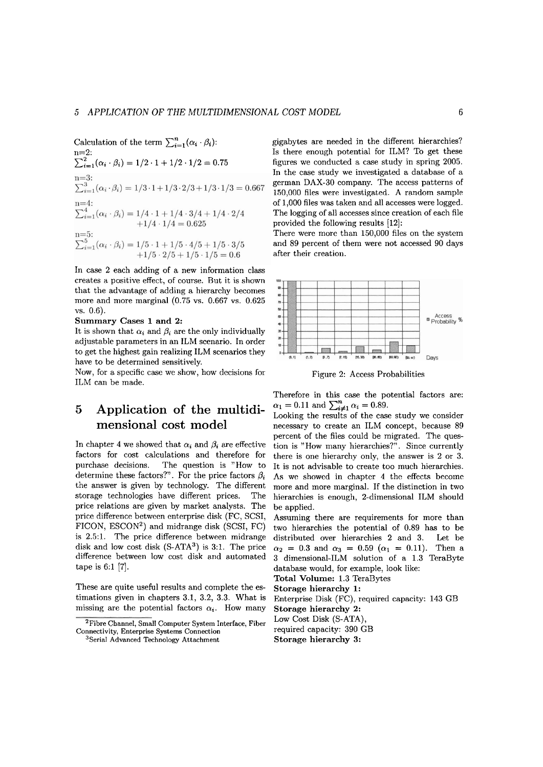Calculation of the term $\sum_{i=1}^{n}(\alpha_i \cdot \beta_i)$:

n=2:

$\sum_{i=1}^{2}(\alpha_i \cdot \beta_i) = 1/2 \cdot 1 + 1/2 \cdot 1/2 = 0.75$

n=3:

$\sum_{i=1}^{3}(\alpha_i \cdot \beta_i) = 1/3 \cdot 1 + 1/3 \cdot 2/3 + 1/3 \cdot 1/3 = 0.667$

n=4:

$$\sum_{i=1}^{4}(\alpha_i \cdot \beta_i) = 1/4 \cdot 1 + 1/4 \cdot 3/4 + 1/4 \cdot 2/4 + 1/4 \cdot 1/4 = 0.625$$

n=5:

$$\sum_{i=1}^{5}(\alpha_i \cdot \beta_i) = 1/5 \cdot 1 + 1/5 \cdot 4/5 + 1/5 \cdot 3/5 + 1/5 \cdot 2/5 + 1/5 \cdot 1/5 = 0.6$$

In case 2 each adding of a new information class creates a positive effect, of course. But it is shown that the advantage of adding a hierarchy becomes more and more marginal (0.75 vs. 0.667 vs. 0.625 vs. 0.6).

**Summary Cases 1 and 2:**

It is shown that $\alpha_i$ and $\beta_i$ are the only individually adjustable parameters in an ILM scenario. In order to get the highest gain realizing ILM scenarios they have to be determined sensitively.

Now, for a specific case we show, how decisions for ILM can be made.

# 5 Application of the multidimensional cost model

In chapter 4 we showed that $\alpha_i$ and $\beta_i$ are effective factors for cost calculations and therefore for purchase decisions. The question is "How to determine these factors?". For the price factors $\beta_i$ the answer is given by technology. The different storage technologies have different prices. The price relations are given by market analysts. The price difference between enterprise disk (FC, SCSI, FICON, ESCON[2]) and midrange disk (SCSI, FC) is 2.5:1. The price difference between midrange disk and low cost disk (S-ATA[3]) is 3:1. The price difference between low cost disk and automated tape is 6:1 [7].

These are quite useful results and complete the estimations given in chapters 3.1, 3.2, 3.3. What is missing are the potential factors $\alpha_i$. How many gigabytes are needed in the different hierarchies? Is there enough potential for ILM? To get these figures we conducted a case study in spring 2005. In the case study we investigated a database of a german DAX-30 company. The access patterns of 150,000 files were investigated. A random sample of 1,000 files was taken and all accesses were logged. The logging of all accesses since creation of each file provided the following results [12]:

There were more than 150,000 files on the system and 89 percent of them were not accessed 90 days after their creation.

Figure 2: Access Probabilities

Therefore in this case the potential factors are: $\alpha_1 = 0.11$ and $\sum_{i \neq 1}^{n} \alpha_i = 0.89$.

Looking the results of the case study we consider necessary to create an ILM concept, because 89 percent of the files could be migrated. The question is "How many hierarchies?". Since currently there is one hierarchy only, the answer is 2 or 3. It is not advisable to create too much hierarchies. As we showed in chapter 4 the effects become more and more marginal. If the distinction in two hierarchies is enough, 2-dimensional ILM should be applied.

Assuming there are requirements for more than two hierarchies the potential of 0.89 has to be distributed over hierarchies 2 and 3. Let be $\alpha_2 = 0.3$ and $\alpha_3 = 0.59$ ($\alpha_1 = 0.11$). Then a 3 dimensional-ILM solution of a 1.3 TeraByte database would, for example, look like:

**Total Volume:** 1.3 TeraBytes

**Storage hierarchy 1:**
Enterprise Disk (FC), required capacity: 143 GB

**Storage hierarchy 2:**
Low Cost Disk (S-ATA),
required capacity: 390 GB

**Storage hierarchy 3:**

[2] Fibre Channel, Small Computer System Interface, Fiber Connectivity, Enterprise Systems Connection

[3] Serial Advanced Technology Attachment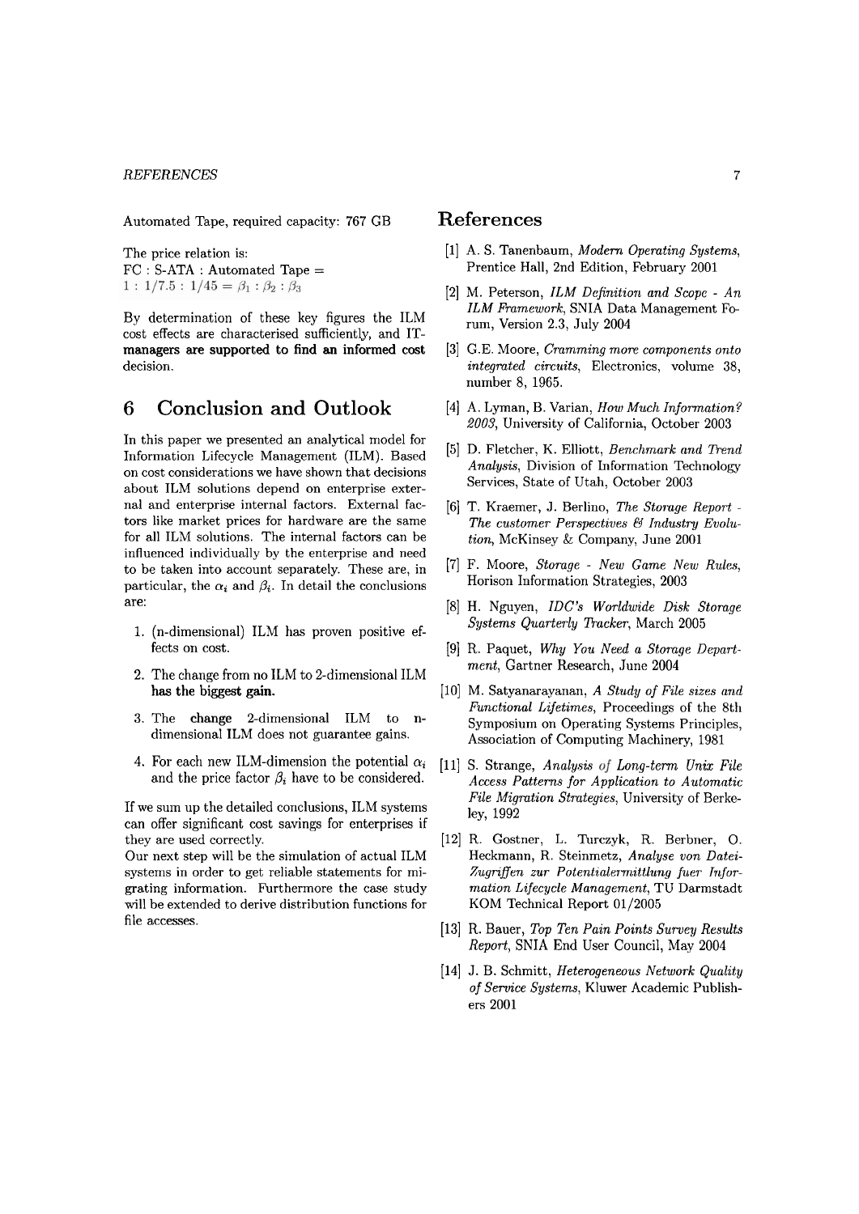Automated Tape, required capacity: 767 GB

The price relation is:
FC : S-ATA : Automated Tape =
$1 : 1/7.5 : 1/45 = \beta_1 : \beta_2 : \beta_3$

By determination of these key figures the ILM cost effects are characterised sufficiently, and IT-managers are supported to find an informed cost decision.

## 6 Conclusion and Outlook

In this paper we presented an analytical model for Information Lifecycle Management (ILM). Based on cost considerations we have shown that decisions about ILM solutions depend on enterprise external and enterprise internal factors. External factors like market prices for hardware are the same for all ILM solutions. The internal factors can be influenced individually by the enterprise and need to be taken into account separately. These are, in particular, the $\alpha_i$ and $\beta_i$. In detail the conclusions are:

1. (n-dimensional) ILM has proven positive effects on cost.
2. The change from no ILM to 2-dimensional ILM has the biggest gain.
3. The change 2-dimensional ILM to n-dimensional ILM does not guarantee gains.
4. For each new ILM-dimension the potential $\alpha_i$ and the price factor $\beta_i$ have to be considered.

If we sum up the detailed conclusions, ILM systems can offer significant cost savings for enterprises if they are used correctly.
Our next step will be the simulation of actual ILM systems in order to get reliable statements for migrating information. Furthermore the case study will be extended to derive distribution functions for file accesses.

## References

[1] A. S. Tanenbaum, *Modern Operating Systems*, Prentice Hall, 2nd Edition, February 2001

[2] M. Peterson, *ILM Definition and Scope - An ILM Framework*, SNIA Data Management Forum, Version 2.3, July 2004

[3] G.E. Moore, *Cramming more components onto integrated circuits*, Electronics, volume 38, number 8, 1965.

[4] A. Lyman, B. Varian, *How Much Information? 2003*, University of California, October 2003

[5] D. Fletcher, K. Elliott, *Benchmark and Trend Analysis*, Division of Information Technology Services, State of Utah, October 2003

[6] T. Kraemer, J. Berlino, *The Storage Report - The customer Perspectives & Industry Evolution*, McKinsey & Company, June 2001

[7] F. Moore, *Storage - New Game New Rules*, Horison Information Strategies, 2003

[8] H. Nguyen, *IDC's Worldwide Disk Storage Systems Quarterly Tracker*, March 2005

[9] R. Paquet, *Why You Need a Storage Department*, Gartner Research, June 2004

[10] M. Satyanarayanan, *A Study of File sizes and Functional Lifetimes*, Proceedings of the 8th Symposium on Operating Systems Principles, Association of Computing Machinery, 1981

[11] S. Strange, *Analysis of Long-term Unix File Access Patterns for Application to Automatic File Migration Strategies*, University of Berkeley, 1992

[12] R. Gostner, L. Turczyk, R. Berbner, O. Heckmann, R. Steinmetz, *Analyse von Datei-Zugriffen zur Potentialermittlung fuer Information Lifecycle Management*, TU Darmstadt KOM Technical Report 01/2005

[13] R. Bauer, *Top Ten Pain Points Survey Results Report*, SNIA End User Council, May 2004

[14] J. B. Schmitt, *Heterogeneous Network Quality of Service Systems*, Kluwer Academic Publishers 2001